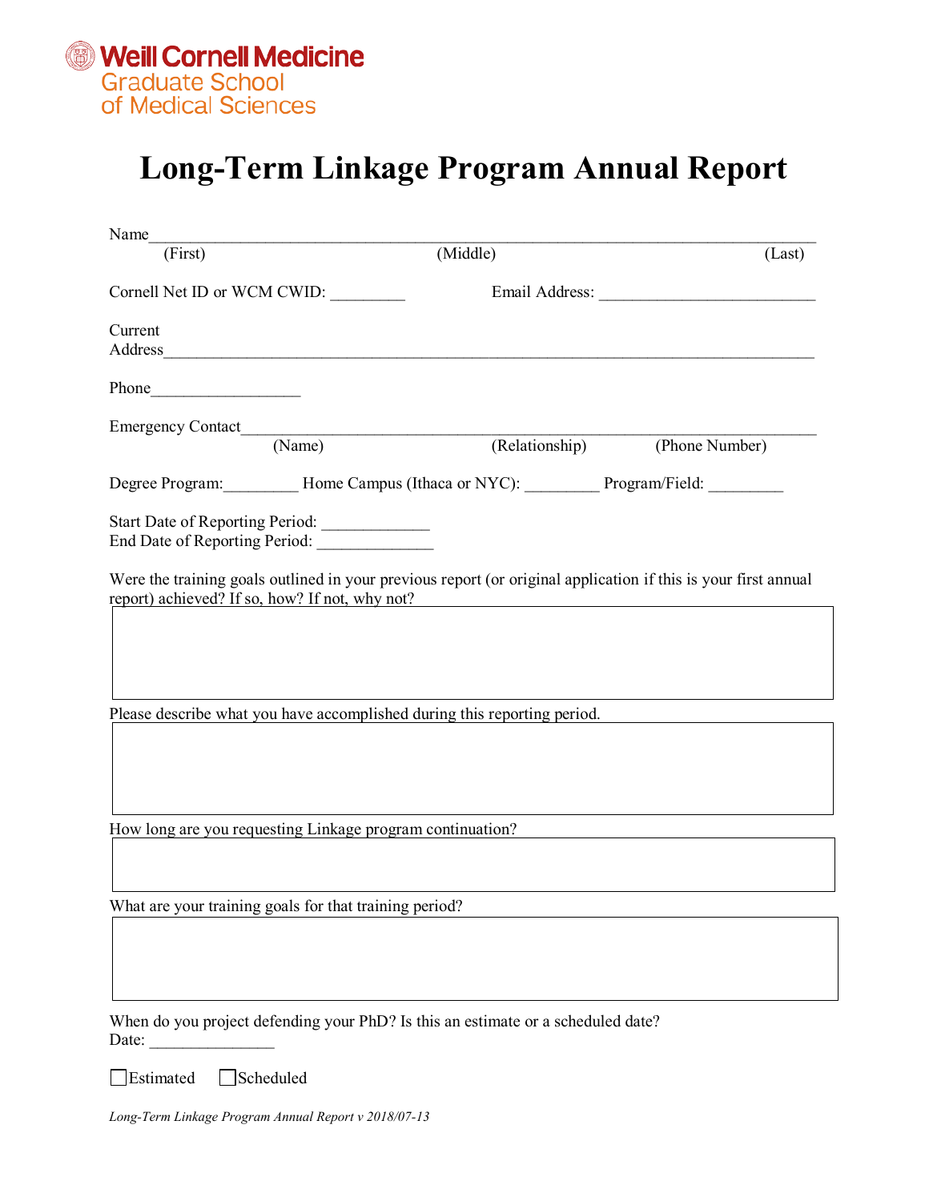Weill Cornell Medicine
Graduate School
of Medical Sciences

# Long-Term Linkage Program Annual Report

Name_______________________________________________________________________
(First) (Middle) (Last)

Cornell Net ID or WCM CWID: _________ Email Address: __________________________

Current
Address_____________________________________________________________________

Phone__________________

Emergency Contact__________________________________________________________
(Name) (Relationship) (Phone Number)

Degree Program:_________ Home Campus (Ithaca or NYC): _________ Program/Field: _________

Start Date of Reporting Period: _____________
End Date of Reporting Period: ______________

Were the training goals outlined in your previous report (or original application if this is your first annual report) achieved? If so, how? If not, why not?

Please describe what you have accomplished during this reporting period.

How long are you requesting Linkage program continuation?

What are your training goals for that training period?

When do you project defending your PhD? Is this an estimate or a scheduled date?
Date: _______________

☐ Estimated ☐ Scheduled

*Long-Term Linkage Program Annual Report v 2018/07-13*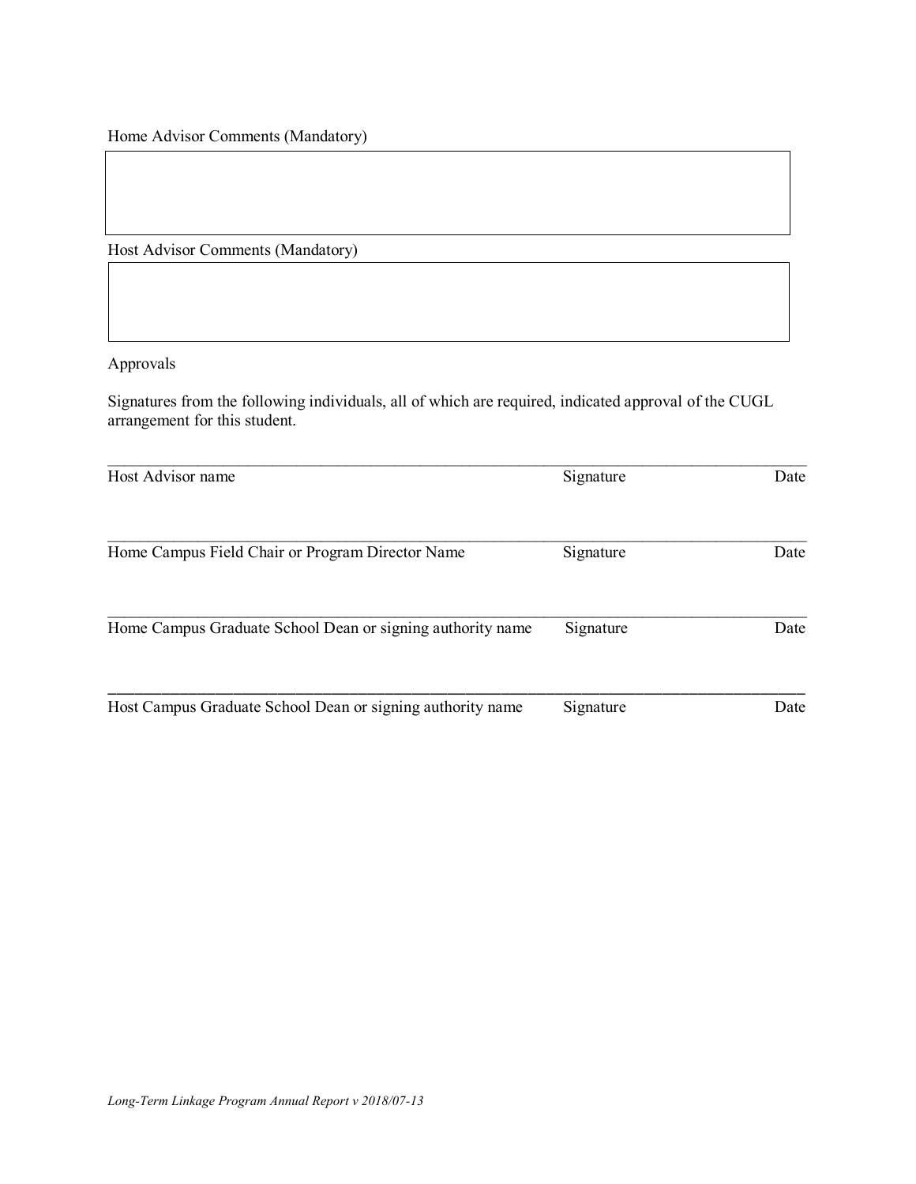Home Advisor Comments (Mandatory)

| |
|---|
| |

Host Advisor Comments (Mandatory)

| |
|---|
| |

Approvals

Signatures from the following individuals, all of which are required, indicated approval of the CUGL arrangement for this student.

_______________________________________________________________________________

| Host Advisor name | Signature | Date |
|---|---|---|

_______________________________________________________________________________

| Home Campus Field Chair or Program Director Name | Signature | Date |
|---|---|---|

_______________________________________________________________________________

| Home Campus Graduate School Dean or signing authority name | Signature | Date |
|---|---|---|

_______________________________________________________________________________

| Host Campus Graduate School Dean or signing authority name | Signature | Date |
|---|---|---|

*Long-Term Linkage Program Annual Report v 2018/07-13*